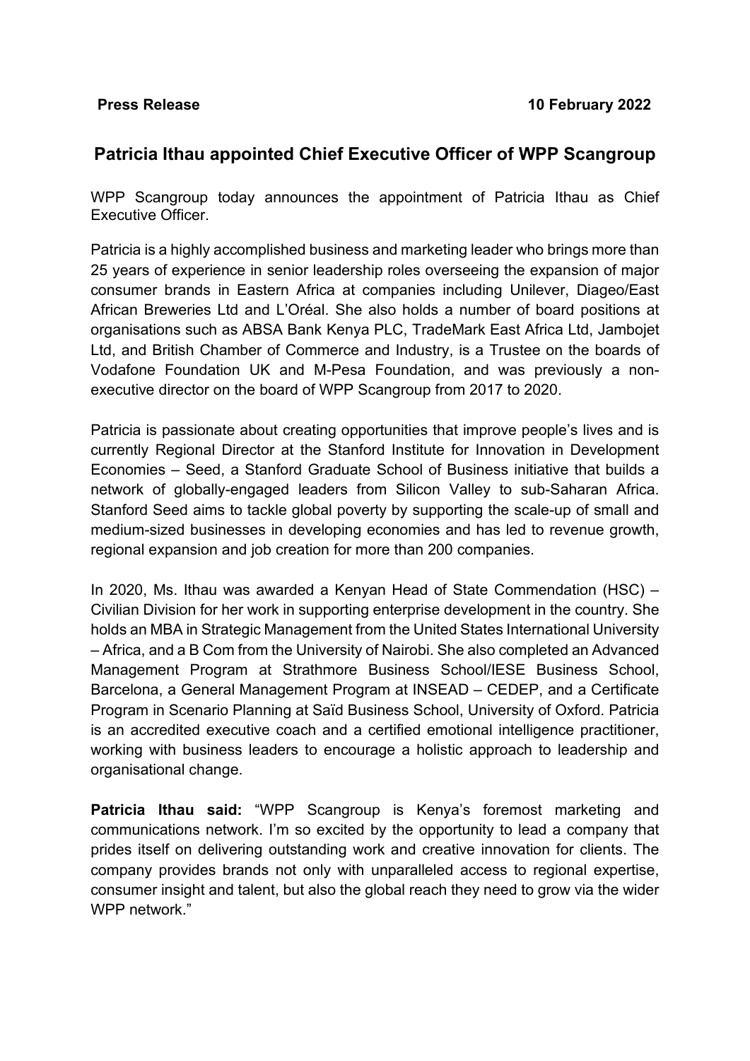**Press Release** **10 February 2022**

# Patricia Ithau appointed Chief Executive Officer of WPP Scangroup

WPP Scangroup today announces the appointment of Patricia Ithau as Chief Executive Officer.

Patricia is a highly accomplished business and marketing leader who brings more than 25 years of experience in senior leadership roles overseeing the expansion of major consumer brands in Eastern Africa at companies including Unilever, Diageo/East African Breweries Ltd and L'Oréal. She also holds a number of board positions at organisations such as ABSA Bank Kenya PLC, TradeMark East Africa Ltd, Jambojet Ltd, and British Chamber of Commerce and Industry, is a Trustee on the boards of Vodafone Foundation UK and M-Pesa Foundation, and was previously a non-executive director on the board of WPP Scangroup from 2017 to 2020.

Patricia is passionate about creating opportunities that improve people's lives and is currently Regional Director at the Stanford Institute for Innovation in Development Economies – Seed, a Stanford Graduate School of Business initiative that builds a network of globally-engaged leaders from Silicon Valley to sub-Saharan Africa. Stanford Seed aims to tackle global poverty by supporting the scale-up of small and medium-sized businesses in developing economies and has led to revenue growth, regional expansion and job creation for more than 200 companies.

In 2020, Ms. Ithau was awarded a Kenyan Head of State Commendation (HSC) – Civilian Division for her work in supporting enterprise development in the country. She holds an MBA in Strategic Management from the United States International University – Africa, and a B Com from the University of Nairobi. She also completed an Advanced Management Program at Strathmore Business School/IESE Business School, Barcelona, a General Management Program at INSEAD – CEDEP, and a Certificate Program in Scenario Planning at Saïd Business School, University of Oxford. Patricia is an accredited executive coach and a certified emotional intelligence practitioner, working with business leaders to encourage a holistic approach to leadership and organisational change.

**Patricia Ithau said:** "WPP Scangroup is Kenya's foremost marketing and communications network. I'm so excited by the opportunity to lead a company that prides itself on delivering outstanding work and creative innovation for clients. The company provides brands not only with unparalleled access to regional expertise, consumer insight and talent, but also the global reach they need to grow via the wider WPP network."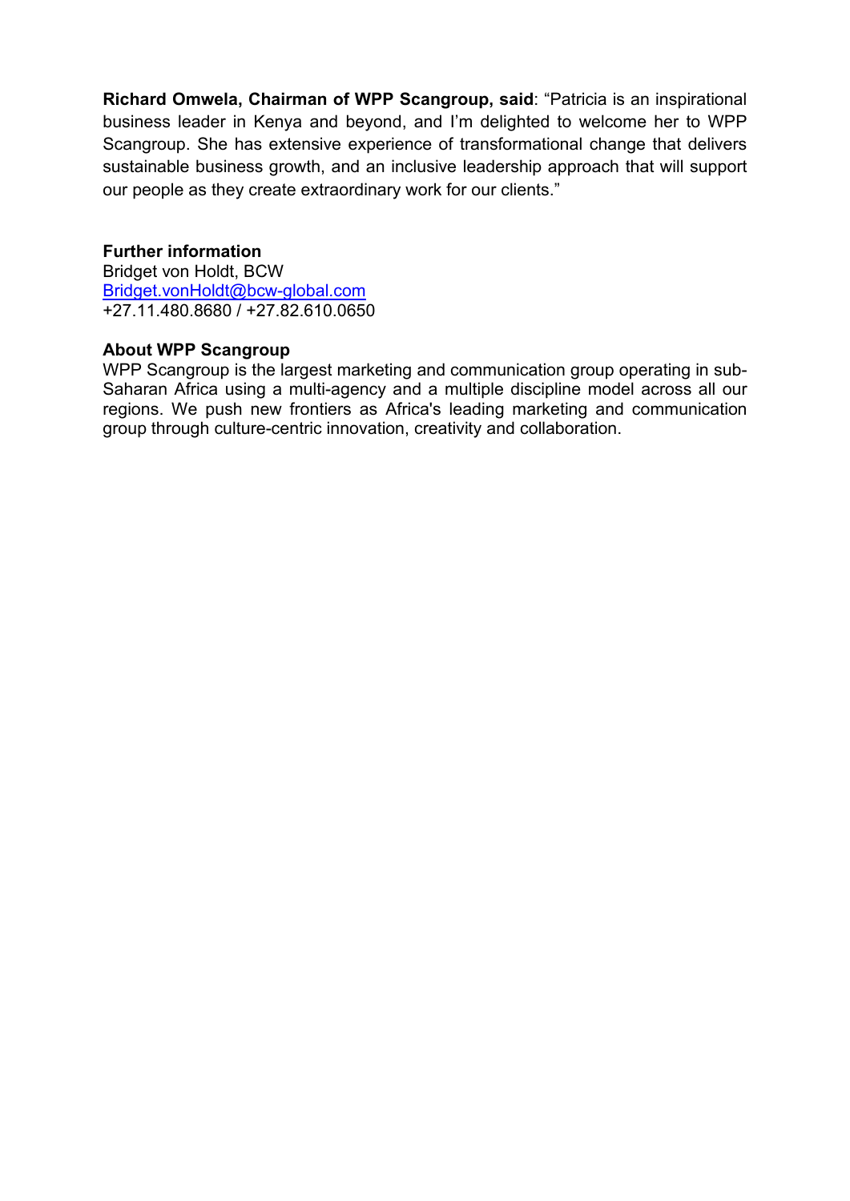**Richard Omwela, Chairman of WPP Scangroup, said**: "Patricia is an inspirational business leader in Kenya and beyond, and I'm delighted to welcome her to WPP Scangroup. She has extensive experience of transformational change that delivers sustainable business growth, and an inclusive leadership approach that will support our people as they create extraordinary work for our clients."

**Further information**
Bridget von Holdt, BCW
[Bridget.vonHoldt@bcw-global.com](mailto:Bridget.vonHoldt@bcw-global.com)
+27.11.480.8680 / +27.82.610.0650

**About WPP Scangroup**
WPP Scangroup is the largest marketing and communication group operating in sub-Saharan Africa using a multi-agency and a multiple discipline model across all our regions. We push new frontiers as Africa's leading marketing and communication group through culture-centric innovation, creativity and collaboration.